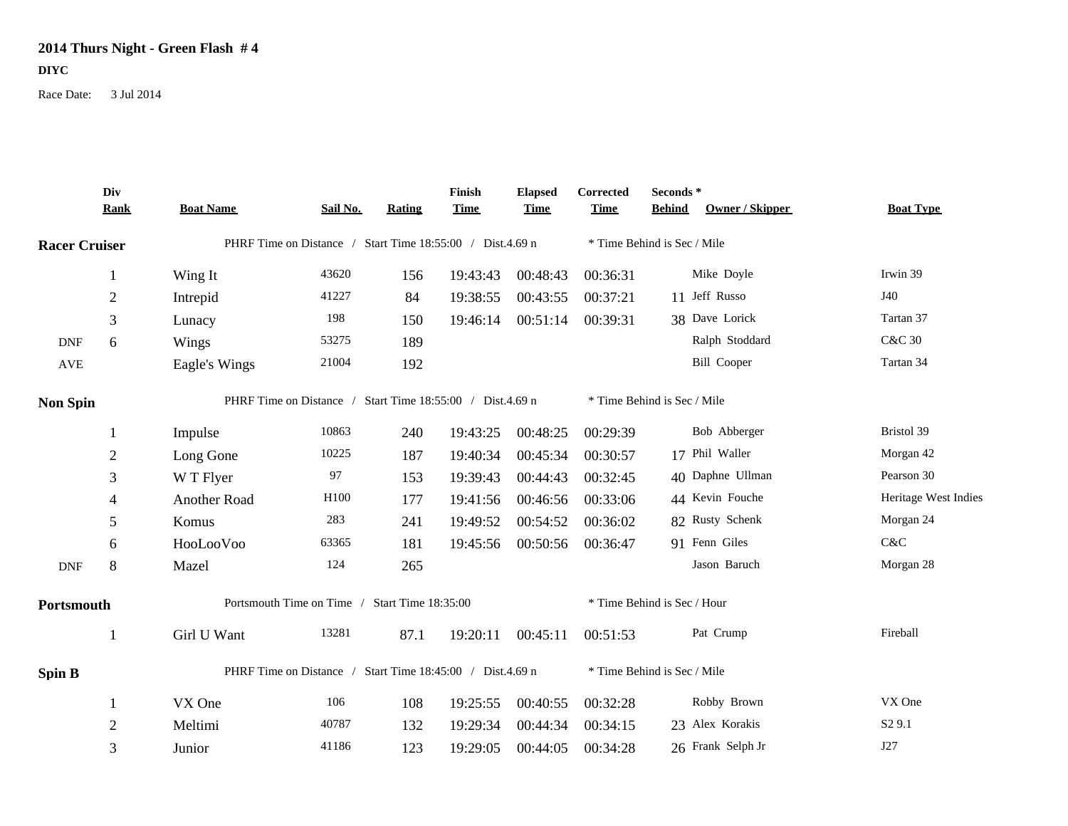**2014 Thurs Night - Green Flash # 4**

**DIYC**

Race Date: 3 Jul 2014

| | Div Rank | Boat Name | Sail No. | Rating | Finish Time | Elapsed Time | Corrected Time | Seconds * Behind | Owner / Skipper | Boat Type |
|---|---|---|---|---|---|---|---|---|---|---|
| **Racer Cruiser** | | PHRF Time on Distance / Start Time 18:55:00 / Dist.4.69 n | | | | | | * Time Behind is Sec / Mile | | |
| | 1 | Wing It | 43620 | 156 | 19:43:43 | 00:48:43 | 00:36:31 | | Mike Doyle | Irwin 39 |
| | 2 | Intrepid | 41227 | 84 | 19:38:55 | 00:43:55 | 00:37:21 | 11 | Jeff Russo | J40 |
| | 3 | Lunacy | 198 | 150 | 19:46:14 | 00:51:14 | 00:39:31 | 38 | Dave Lorick | Tartan 37 |
| DNF | 6 | Wings | 53275 | 189 | | | | | Ralph Stoddard | C&C 30 |
| AVE | | Eagle's Wings | 21004 | 192 | | | | | Bill Cooper | Tartan 34 |
| **Non Spin** | | PHRF Time on Distance / Start Time 18:55:00 / Dist.4.69 n | | | | | | * Time Behind is Sec / Mile | | |
| | 1 | Impulse | 10863 | 240 | 19:43:25 | 00:48:25 | 00:29:39 | | Bob Abberger | Bristol 39 |
| | 2 | Long Gone | 10225 | 187 | 19:40:34 | 00:45:34 | 00:30:57 | 17 | Phil Waller | Morgan 42 |
| | 3 | W T Flyer | 97 | 153 | 19:39:43 | 00:44:43 | 00:32:45 | 40 | Daphne Ullman | Pearson 30 |
| | 4 | Another Road | H100 | 177 | 19:41:56 | 00:46:56 | 00:33:06 | 44 | Kevin Fouche | Heritage West Indies |
| | 5 | Komus | 283 | 241 | 19:49:52 | 00:54:52 | 00:36:02 | 82 | Rusty Schenk | Morgan 24 |
| | 6 | HooLooVoo | 63365 | 181 | 19:45:56 | 00:50:56 | 00:36:47 | 91 | Fenn Giles | C&C |
| DNF | 8 | Mazel | 124 | 265 | | | | | Jason Baruch | Morgan 28 |
| **Portsmouth** | | Portsmouth Time on Time / Start Time 18:35:00 | | | | | | * Time Behind is Sec / Hour | | |
| | 1 | Girl U Want | 13281 | 87.1 | 19:20:11 | 00:45:11 | 00:51:53 | | Pat Crump | Fireball |
| **Spin B** | | PHRF Time on Distance / Start Time 18:45:00 / Dist.4.69 n | | | | | | * Time Behind is Sec / Mile | | |
| | 1 | VX One | 106 | 108 | 19:25:55 | 00:40:55 | 00:32:28 | | Robby Brown | VX One |
| | 2 | Meltimi | 40787 | 132 | 19:29:34 | 00:44:34 | 00:34:15 | 23 | Alex Korakis | S2 9.1 |
| | 3 | Junior | 41186 | 123 | 19:29:05 | 00:44:05 | 00:34:28 | 26 | Frank Selph Jr | J27 |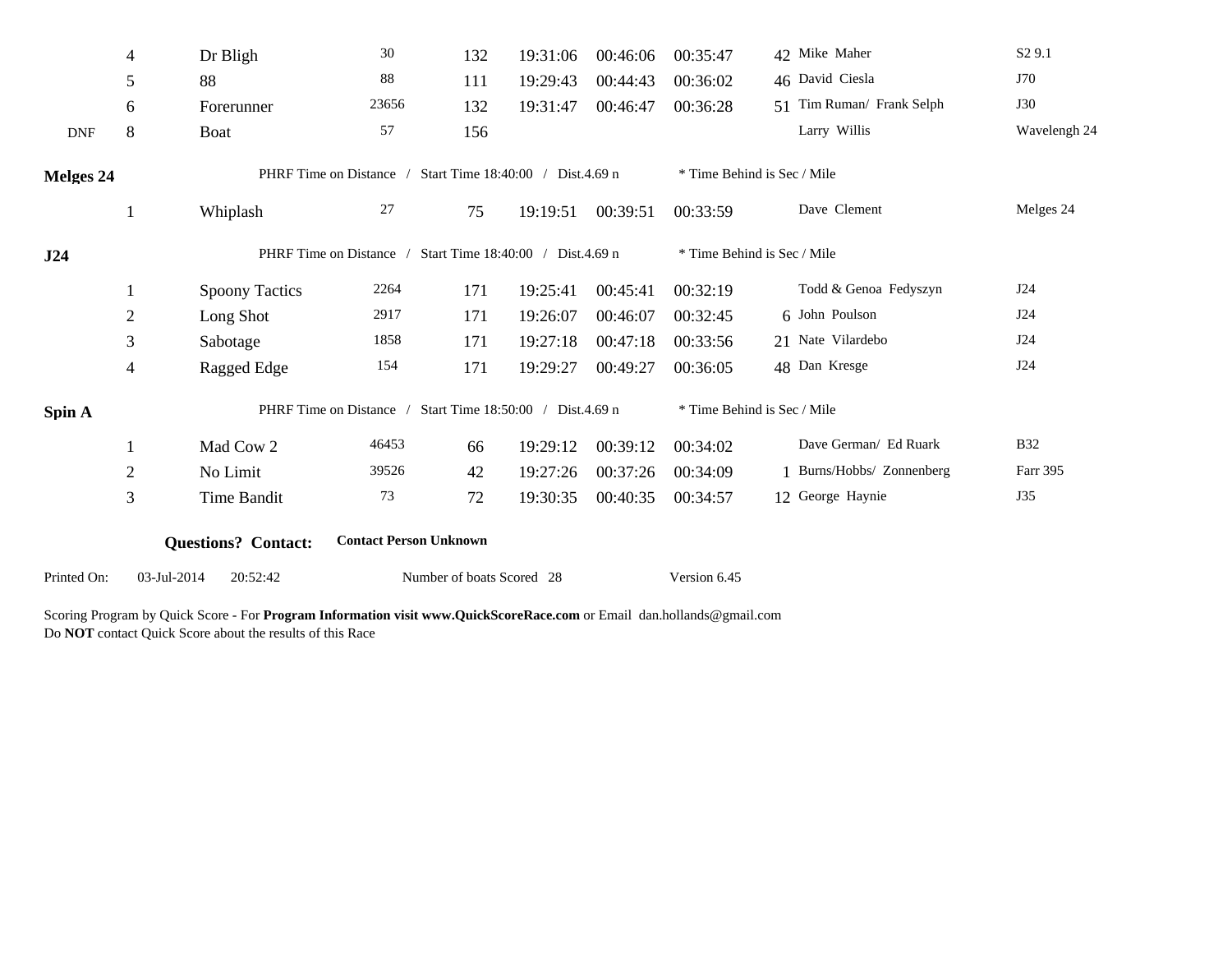| | | | | | | | | | | |
|---|---|---|---|---|---|---|---|---|---|---|
| | 4 | Dr Bligh | 30 | 132 | 19:31:06 | 00:46:06 | 00:35:47 | 42 | Mike Maher | S2 9.1 |
| | 5 | 88 | 88 | 111 | 19:29:43 | 00:44:43 | 00:36:02 | 46 | David Ciesla | J70 |
| | 6 | Forerunner | 23656 | 132 | 19:31:47 | 00:46:47 | 00:36:28 | 51 | Tim Ruman/ Frank Selph | J30 |
| DNF | 8 | Boat | 57 | 156 | | | | | Larry Willis | Wavelengh 24 |

**Melges 24** PHRF Time on Distance / Start Time 18:40:00 / Dist.4.69 n * Time Behind is Sec / Mile

| | | | | | | | | | |
|---|---|---|---|---|---|---|---|---|---|
| 1 | Whiplash | 27 | 75 | 19:19:51 | 00:39:51 | 00:33:59 | | Dave Clement | Melges 24 |

**J24** PHRF Time on Distance / Start Time 18:40:00 / Dist.4.69 n * Time Behind is Sec / Mile

| | | | | | | | | | |
|---|---|---|---|---|---|---|---|---|---|
| 1 | Spoony Tactics | 2264 | 171 | 19:25:41 | 00:45:41 | 00:32:19 | | Todd & Genoa Fedyszyn | J24 |
| 2 | Long Shot | 2917 | 171 | 19:26:07 | 00:46:07 | 00:32:45 | 6 | John Poulson | J24 |
| 3 | Sabotage | 1858 | 171 | 19:27:18 | 00:47:18 | 00:33:56 | 21 | Nate Vilardebo | J24 |
| 4 | Ragged Edge | 154 | 171 | 19:29:27 | 00:49:27 | 00:36:05 | 48 | Dan Kresge | J24 |

**Spin A** PHRF Time on Distance / Start Time 18:50:00 / Dist.4.69 n * Time Behind is Sec / Mile

| | | | | | | | | | |
|---|---|---|---|---|---|---|---|---|---|
| 1 | Mad Cow 2 | 46453 | 66 | 19:29:12 | 00:39:12 | 00:34:02 | | Dave German/ Ed Ruark | B32 |
| 2 | No Limit | 39526 | 42 | 19:27:26 | 00:37:26 | 00:34:09 | 1 | Burns/Hobbs/ Zonnenberg | Farr 395 |
| 3 | Time Bandit | 73 | 72 | 19:30:35 | 00:40:35 | 00:34:57 | 12 | George Haynie | J35 |

**Questions? Contact:** **Contact Person Unknown**

Printed On: 03-Jul-2014 20:52:42 Number of boats Scored 28 Version 6.45

Scoring Program by Quick Score - For **Program Information visit www.QuickScoreRace.com** or Email dan.hollands@gmail.com
Do **NOT** contact Quick Score about the results of this Race